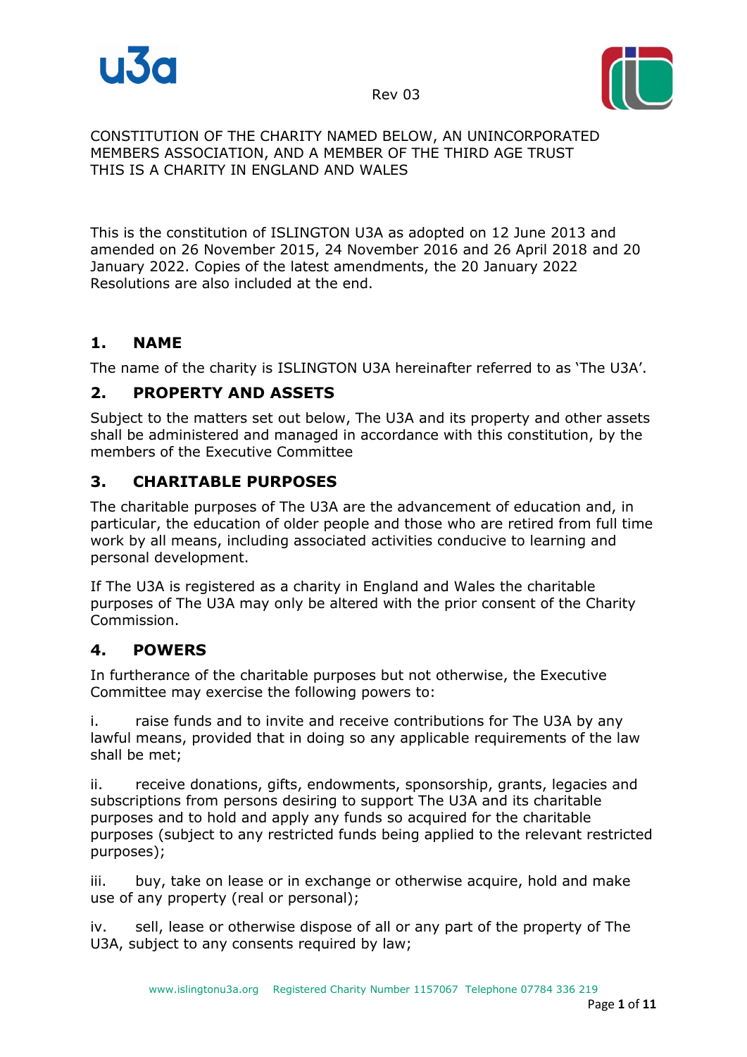Rev 03

CONSTITUTION OF THE CHARITY NAMED BELOW, AN UNINCORPORATED MEMBERS ASSOCIATION, AND A MEMBER OF THE THIRD AGE TRUST
THIS IS A CHARITY IN ENGLAND AND WALES

This is the constitution of ISLINGTON U3A as adopted on 12 June 2013 and amended on 26 November 2015, 24 November 2016 and 26 April 2018 and 20 January 2022. Copies of the latest amendments, the 20 January 2022 Resolutions are also included at the end.

## 1. NAME

The name of the charity is ISLINGTON U3A hereinafter referred to as 'The U3A'.

## 2. PROPERTY AND ASSETS

Subject to the matters set out below, The U3A and its property and other assets shall be administered and managed in accordance with this constitution, by the members of the Executive Committee

## 3. CHARITABLE PURPOSES

The charitable purposes of The U3A are the advancement of education and, in particular, the education of older people and those who are retired from full time work by all means, including associated activities conducive to learning and personal development.

If The U3A is registered as a charity in England and Wales the charitable purposes of The U3A may only be altered with the prior consent of the Charity Commission.

## 4. POWERS

In furtherance of the charitable purposes but not otherwise, the Executive Committee may exercise the following powers to:

i. raise funds and to invite and receive contributions for The U3A by any lawful means, provided that in doing so any applicable requirements of the law shall be met;

ii. receive donations, gifts, endowments, sponsorship, grants, legacies and subscriptions from persons desiring to support The U3A and its charitable purposes and to hold and apply any funds so acquired for the charitable purposes (subject to any restricted funds being applied to the relevant restricted purposes);

iii. buy, take on lease or in exchange or otherwise acquire, hold and make use of any property (real or personal);

iv. sell, lease or otherwise dispose of all or any part of the property of The U3A, subject to any consents required by law;

www.islingtonu3a.org Registered Charity Number 1157067 Telephone 07784 336 219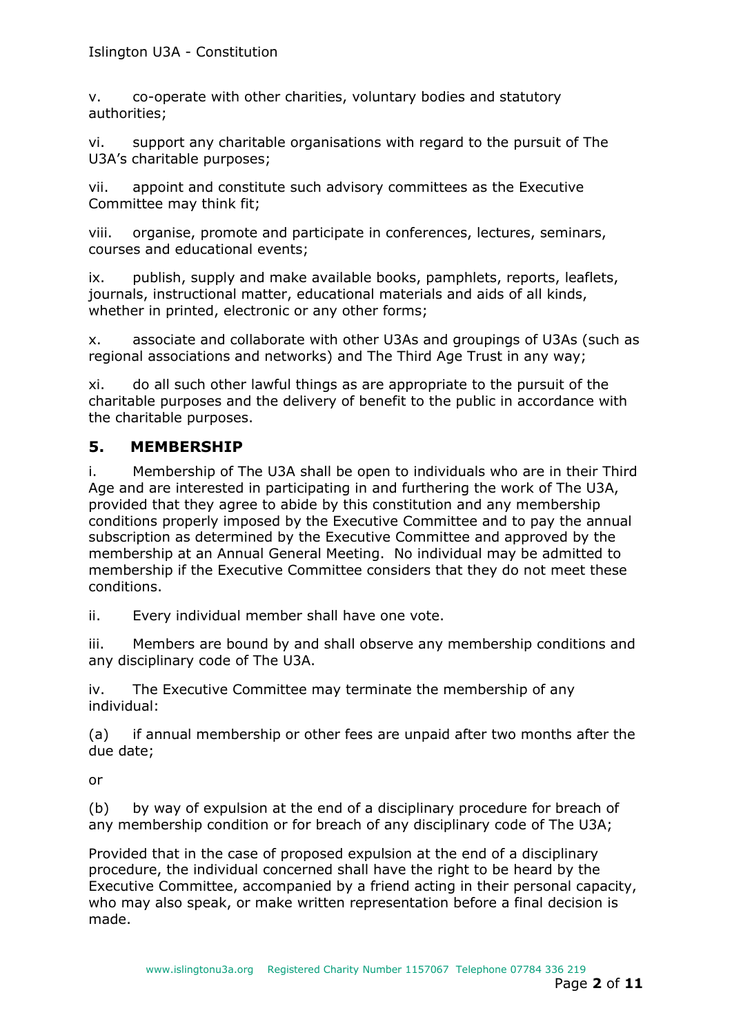v. co-operate with other charities, voluntary bodies and statutory authorities;

vi. support any charitable organisations with regard to the pursuit of The U3A's charitable purposes;

vii. appoint and constitute such advisory committees as the Executive Committee may think fit;

viii. organise, promote and participate in conferences, lectures, seminars, courses and educational events;

ix. publish, supply and make available books, pamphlets, reports, leaflets, journals, instructional matter, educational materials and aids of all kinds, whether in printed, electronic or any other forms;

x. associate and collaborate with other U3As and groupings of U3As (such as regional associations and networks) and The Third Age Trust in any way;

xi. do all such other lawful things as are appropriate to the pursuit of the charitable purposes and the delivery of benefit to the public in accordance with the charitable purposes.

## 5. MEMBERSHIP

i. Membership of The U3A shall be open to individuals who are in their Third Age and are interested in participating in and furthering the work of The U3A, provided that they agree to abide by this constitution and any membership conditions properly imposed by the Executive Committee and to pay the annual subscription as determined by the Executive Committee and approved by the membership at an Annual General Meeting. No individual may be admitted to membership if the Executive Committee considers that they do not meet these conditions.

ii. Every individual member shall have one vote.

iii. Members are bound by and shall observe any membership conditions and any disciplinary code of The U3A.

iv. The Executive Committee may terminate the membership of any individual:

(a) if annual membership or other fees are unpaid after two months after the due date;

or

(b) by way of expulsion at the end of a disciplinary procedure for breach of any membership condition or for breach of any disciplinary code of The U3A;

Provided that in the case of proposed expulsion at the end of a disciplinary procedure, the individual concerned shall have the right to be heard by the Executive Committee, accompanied by a friend acting in their personal capacity, who may also speak, or make written representation before a final decision is made.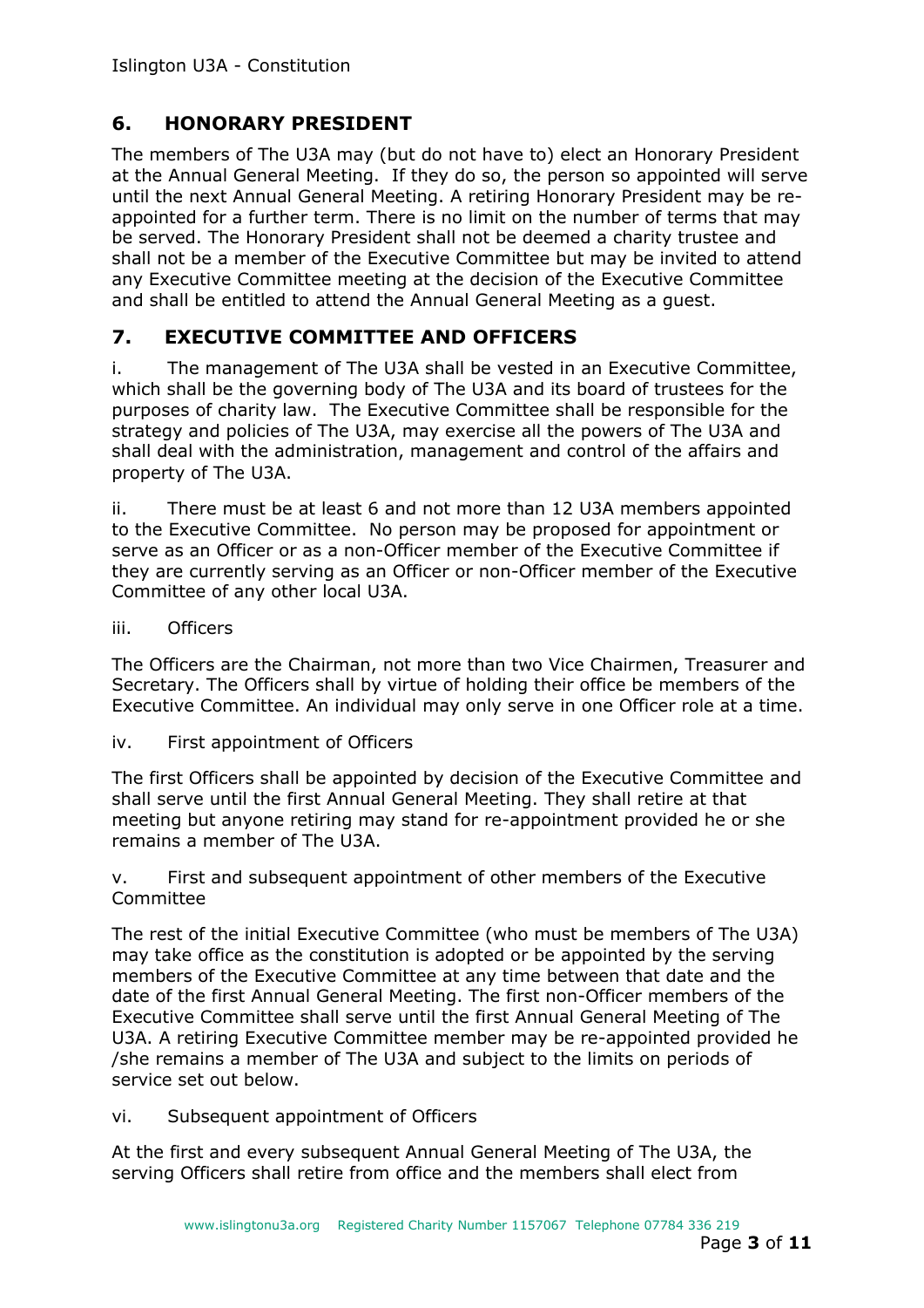## 6. HONORARY PRESIDENT

The members of The U3A may (but do not have to) elect an Honorary President at the Annual General Meeting. If they do so, the person so appointed will serve until the next Annual General Meeting. A retiring Honorary President may be re-appointed for a further term. There is no limit on the number of terms that may be served. The Honorary President shall not be deemed a charity trustee and shall not be a member of the Executive Committee but may be invited to attend any Executive Committee meeting at the decision of the Executive Committee and shall be entitled to attend the Annual General Meeting as a guest.

## 7. EXECUTIVE COMMITTEE AND OFFICERS

i. The management of The U3A shall be vested in an Executive Committee, which shall be the governing body of The U3A and its board of trustees for the purposes of charity law. The Executive Committee shall be responsible for the strategy and policies of The U3A, may exercise all the powers of The U3A and shall deal with the administration, management and control of the affairs and property of The U3A.

ii. There must be at least 6 and not more than 12 U3A members appointed to the Executive Committee. No person may be proposed for appointment or serve as an Officer or as a non-Officer member of the Executive Committee if they are currently serving as an Officer or non-Officer member of the Executive Committee of any other local U3A.

iii. Officers

The Officers are the Chairman, not more than two Vice Chairmen, Treasurer and Secretary. The Officers shall by virtue of holding their office be members of the Executive Committee. An individual may only serve in one Officer role at a time.

iv. First appointment of Officers

The first Officers shall be appointed by decision of the Executive Committee and shall serve until the first Annual General Meeting. They shall retire at that meeting but anyone retiring may stand for re-appointment provided he or she remains a member of The U3A.

v. First and subsequent appointment of other members of the Executive Committee

The rest of the initial Executive Committee (who must be members of The U3A) may take office as the constitution is adopted or be appointed by the serving members of the Executive Committee at any time between that date and the date of the first Annual General Meeting. The first non-Officer members of the Executive Committee shall serve until the first Annual General Meeting of The U3A. A retiring Executive Committee member may be re-appointed provided he /she remains a member of The U3A and subject to the limits on periods of service set out below.

vi. Subsequent appointment of Officers

At the first and every subsequent Annual General Meeting of The U3A, the serving Officers shall retire from office and the members shall elect from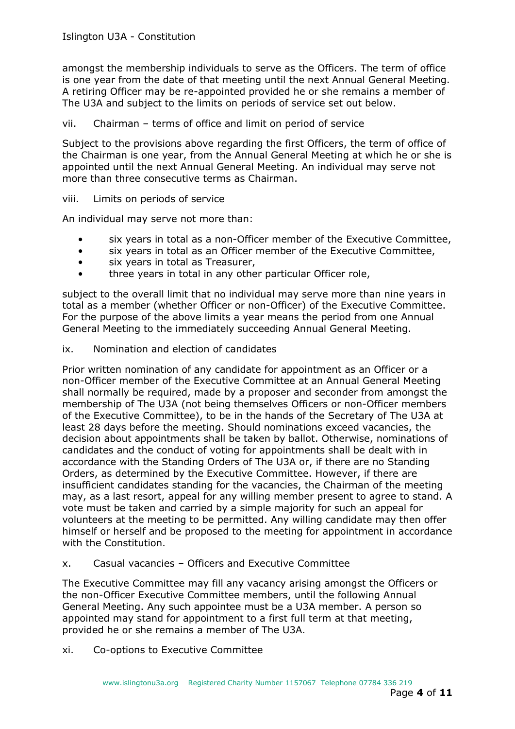amongst the membership individuals to serve as the Officers. The term of office is one year from the date of that meeting until the next Annual General Meeting. A retiring Officer may be re-appointed provided he or she remains a member of The U3A and subject to the limits on periods of service set out below.

vii. Chairman – terms of office and limit on period of service

Subject to the provisions above regarding the first Officers, the term of office of the Chairman is one year, from the Annual General Meeting at which he or she is appointed until the next Annual General Meeting. An individual may serve not more than three consecutive terms as Chairman.

viii. Limits on periods of service

An individual may serve not more than:

- six years in total as a non-Officer member of the Executive Committee,
- six years in total as an Officer member of the Executive Committee,
- six years in total as Treasurer,
- three years in total in any other particular Officer role,

subject to the overall limit that no individual may serve more than nine years in total as a member (whether Officer or non-Officer) of the Executive Committee. For the purpose of the above limits a year means the period from one Annual General Meeting to the immediately succeeding Annual General Meeting.

ix. Nomination and election of candidates

Prior written nomination of any candidate for appointment as an Officer or a non-Officer member of the Executive Committee at an Annual General Meeting shall normally be required, made by a proposer and seconder from amongst the membership of The U3A (not being themselves Officers or non-Officer members of the Executive Committee), to be in the hands of the Secretary of The U3A at least 28 days before the meeting. Should nominations exceed vacancies, the decision about appointments shall be taken by ballot. Otherwise, nominations of candidates and the conduct of voting for appointments shall be dealt with in accordance with the Standing Orders of The U3A or, if there are no Standing Orders, as determined by the Executive Committee. However, if there are insufficient candidates standing for the vacancies, the Chairman of the meeting may, as a last resort, appeal for any willing member present to agree to stand. A vote must be taken and carried by a simple majority for such an appeal for volunteers at the meeting to be permitted. Any willing candidate may then offer himself or herself and be proposed to the meeting for appointment in accordance with the Constitution.

x. Casual vacancies – Officers and Executive Committee

The Executive Committee may fill any vacancy arising amongst the Officers or the non-Officer Executive Committee members, until the following Annual General Meeting. Any such appointee must be a U3A member. A person so appointed may stand for appointment to a first full term at that meeting, provided he or she remains a member of The U3A.

xi. Co-options to Executive Committee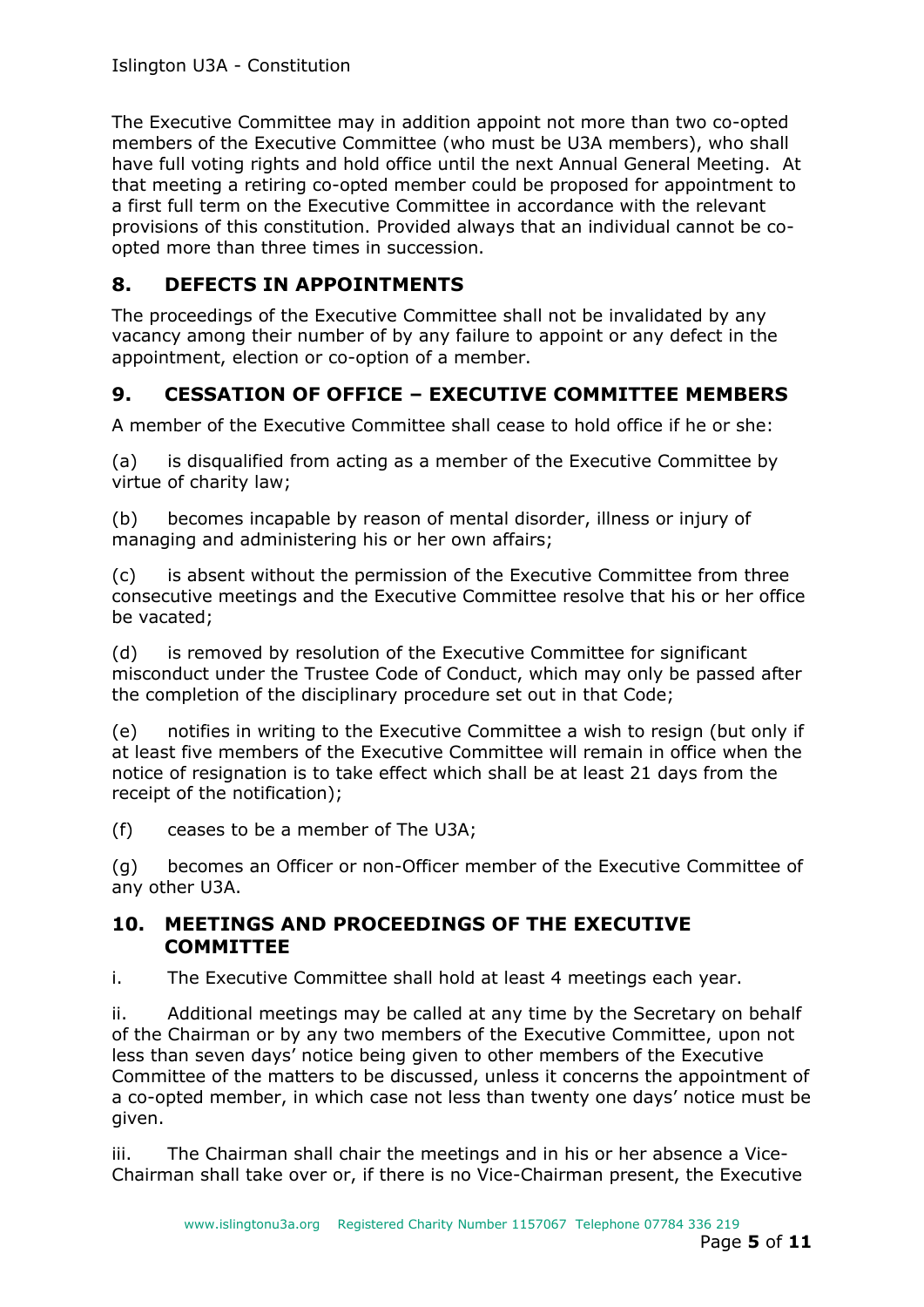The Executive Committee may in addition appoint not more than two co-opted members of the Executive Committee (who must be U3A members), who shall have full voting rights and hold office until the next Annual General Meeting. At that meeting a retiring co-opted member could be proposed for appointment to a first full term on the Executive Committee in accordance with the relevant provisions of this constitution. Provided always that an individual cannot be co-opted more than three times in succession.

## 8. DEFECTS IN APPOINTMENTS

The proceedings of the Executive Committee shall not be invalidated by any vacancy among their number of by any failure to appoint or any defect in the appointment, election or co-option of a member.

## 9. CESSATION OF OFFICE – EXECUTIVE COMMITTEE MEMBERS

A member of the Executive Committee shall cease to hold office if he or she:

(a) is disqualified from acting as a member of the Executive Committee by virtue of charity law;

(b) becomes incapable by reason of mental disorder, illness or injury of managing and administering his or her own affairs;

(c) is absent without the permission of the Executive Committee from three consecutive meetings and the Executive Committee resolve that his or her office be vacated;

(d) is removed by resolution of the Executive Committee for significant misconduct under the Trustee Code of Conduct, which may only be passed after the completion of the disciplinary procedure set out in that Code;

(e) notifies in writing to the Executive Committee a wish to resign (but only if at least five members of the Executive Committee will remain in office when the notice of resignation is to take effect which shall be at least 21 days from the receipt of the notification);

(f) ceases to be a member of The U3A;

(g) becomes an Officer or non-Officer member of the Executive Committee of any other U3A.

## 10. MEETINGS AND PROCEEDINGS OF THE EXECUTIVE COMMITTEE

i. The Executive Committee shall hold at least 4 meetings each year.

ii. Additional meetings may be called at any time by the Secretary on behalf of the Chairman or by any two members of the Executive Committee, upon not less than seven days' notice being given to other members of the Executive Committee of the matters to be discussed, unless it concerns the appointment of a co-opted member, in which case not less than twenty one days' notice must be given.

iii. The Chairman shall chair the meetings and in his or her absence a Vice-Chairman shall take over or, if there is no Vice-Chairman present, the Executive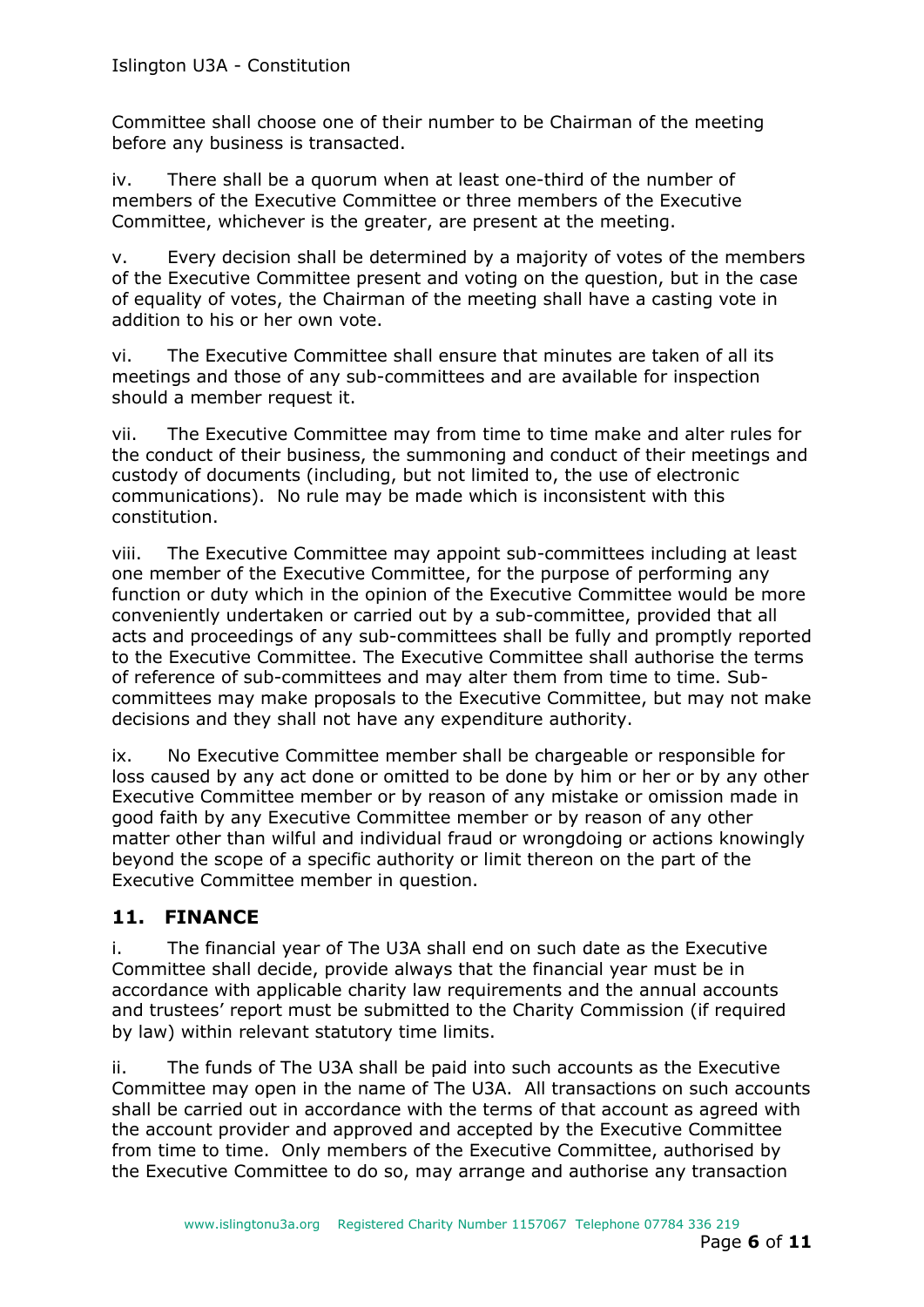Committee shall choose one of their number to be Chairman of the meeting before any business is transacted.

iv. There shall be a quorum when at least one-third of the number of members of the Executive Committee or three members of the Executive Committee, whichever is the greater, are present at the meeting.

v. Every decision shall be determined by a majority of votes of the members of the Executive Committee present and voting on the question, but in the case of equality of votes, the Chairman of the meeting shall have a casting vote in addition to his or her own vote.

vi. The Executive Committee shall ensure that minutes are taken of all its meetings and those of any sub-committees and are available for inspection should a member request it.

vii. The Executive Committee may from time to time make and alter rules for the conduct of their business, the summoning and conduct of their meetings and custody of documents (including, but not limited to, the use of electronic communications). No rule may be made which is inconsistent with this constitution.

viii. The Executive Committee may appoint sub-committees including at least one member of the Executive Committee, for the purpose of performing any function or duty which in the opinion of the Executive Committee would be more conveniently undertaken or carried out by a sub-committee, provided that all acts and proceedings of any sub-committees shall be fully and promptly reported to the Executive Committee. The Executive Committee shall authorise the terms of reference of sub-committees and may alter them from time to time. Sub-committees may make proposals to the Executive Committee, but may not make decisions and they shall not have any expenditure authority.

ix. No Executive Committee member shall be chargeable or responsible for loss caused by any act done or omitted to be done by him or her or by any other Executive Committee member or by reason of any mistake or omission made in good faith by any Executive Committee member or by reason of any other matter other than wilful and individual fraud or wrongdoing or actions knowingly beyond the scope of a specific authority or limit thereon on the part of the Executive Committee member in question.

## 11. FINANCE

i. The financial year of The U3A shall end on such date as the Executive Committee shall decide, provide always that the financial year must be in accordance with applicable charity law requirements and the annual accounts and trustees' report must be submitted to the Charity Commission (if required by law) within relevant statutory time limits.

ii. The funds of The U3A shall be paid into such accounts as the Executive Committee may open in the name of The U3A. All transactions on such accounts shall be carried out in accordance with the terms of that account as agreed with the account provider and approved and accepted by the Executive Committee from time to time. Only members of the Executive Committee, authorised by the Executive Committee to do so, may arrange and authorise any transaction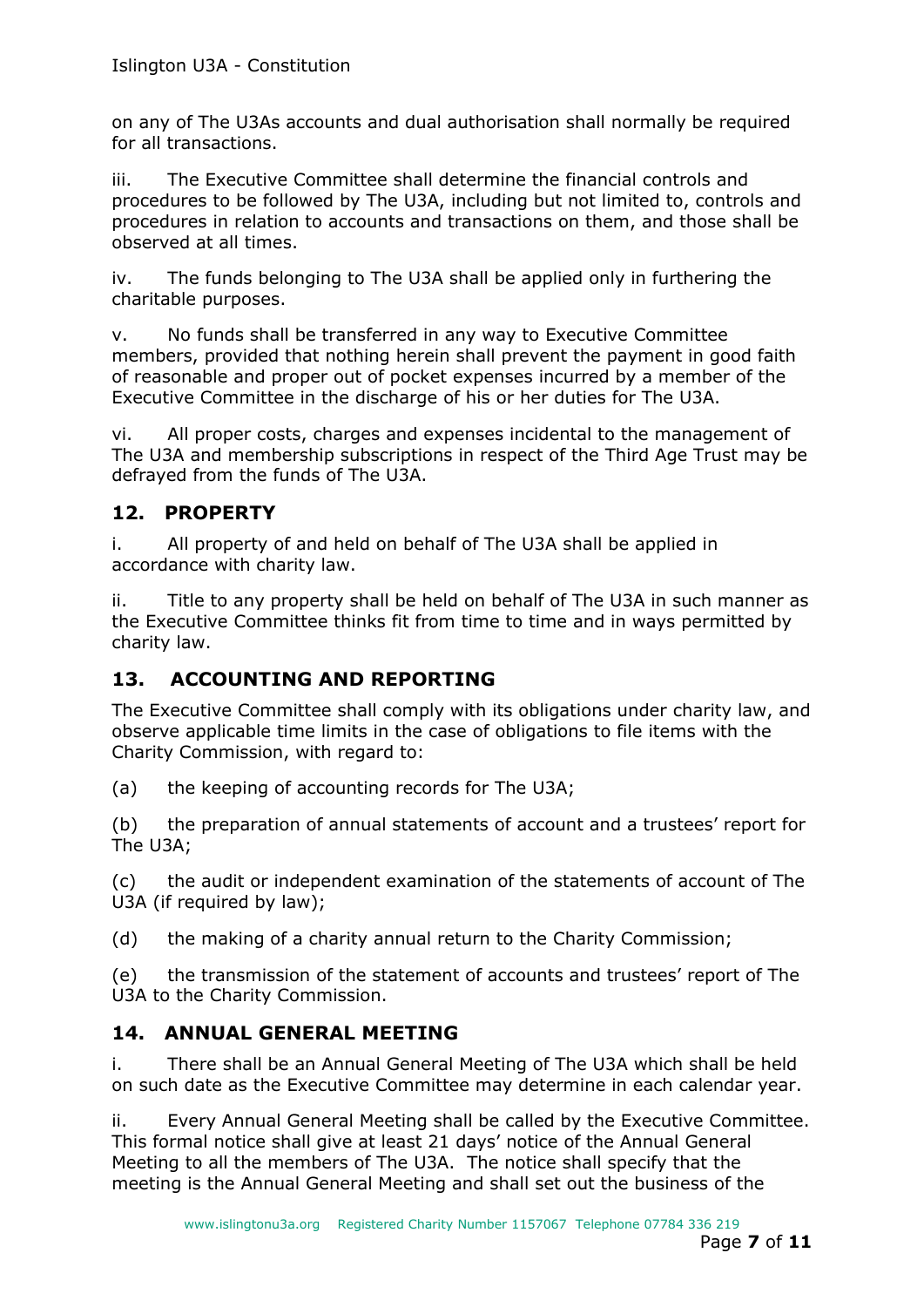on any of The U3As accounts and dual authorisation shall normally be required for all transactions.

iii. The Executive Committee shall determine the financial controls and procedures to be followed by The U3A, including but not limited to, controls and procedures in relation to accounts and transactions on them, and those shall be observed at all times.

iv. The funds belonging to The U3A shall be applied only in furthering the charitable purposes.

v. No funds shall be transferred in any way to Executive Committee members, provided that nothing herein shall prevent the payment in good faith of reasonable and proper out of pocket expenses incurred by a member of the Executive Committee in the discharge of his or her duties for The U3A.

vi. All proper costs, charges and expenses incidental to the management of The U3A and membership subscriptions in respect of the Third Age Trust may be defrayed from the funds of The U3A.

## 12. PROPERTY

i. All property of and held on behalf of The U3A shall be applied in accordance with charity law.

ii. Title to any property shall be held on behalf of The U3A in such manner as the Executive Committee thinks fit from time to time and in ways permitted by charity law.

## 13. ACCOUNTING AND REPORTING

The Executive Committee shall comply with its obligations under charity law, and observe applicable time limits in the case of obligations to file items with the Charity Commission, with regard to:

(a) the keeping of accounting records for The U3A;

(b) the preparation of annual statements of account and a trustees' report for The U3A;

(c) the audit or independent examination of the statements of account of The U3A (if required by law);

(d) the making of a charity annual return to the Charity Commission;

(e) the transmission of the statement of accounts and trustees' report of The U3A to the Charity Commission.

## 14. ANNUAL GENERAL MEETING

i. There shall be an Annual General Meeting of The U3A which shall be held on such date as the Executive Committee may determine in each calendar year.

ii. Every Annual General Meeting shall be called by the Executive Committee. This formal notice shall give at least 21 days' notice of the Annual General Meeting to all the members of The U3A. The notice shall specify that the meeting is the Annual General Meeting and shall set out the business of the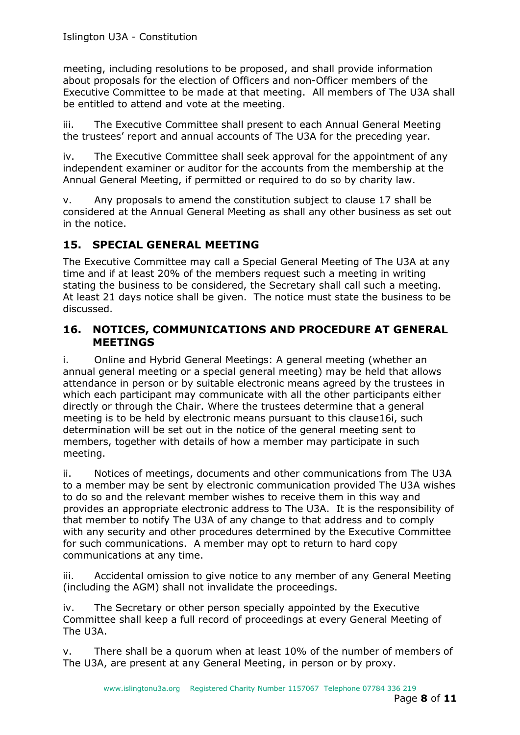meeting, including resolutions to be proposed, and shall provide information about proposals for the election of Officers and non-Officer members of the Executive Committee to be made at that meeting. All members of The U3A shall be entitled to attend and vote at the meeting.

iii. The Executive Committee shall present to each Annual General Meeting the trustees' report and annual accounts of The U3A for the preceding year.

iv. The Executive Committee shall seek approval for the appointment of any independent examiner or auditor for the accounts from the membership at the Annual General Meeting, if permitted or required to do so by charity law.

v. Any proposals to amend the constitution subject to clause 17 shall be considered at the Annual General Meeting as shall any other business as set out in the notice.

## 15. SPECIAL GENERAL MEETING

The Executive Committee may call a Special General Meeting of The U3A at any time and if at least 20% of the members request such a meeting in writing stating the business to be considered, the Secretary shall call such a meeting. At least 21 days notice shall be given. The notice must state the business to be discussed.

## 16. NOTICES, COMMUNICATIONS AND PROCEDURE AT GENERAL MEETINGS

i. Online and Hybrid General Meetings: A general meeting (whether an annual general meeting or a special general meeting) may be held that allows attendance in person or by suitable electronic means agreed by the trustees in which each participant may communicate with all the other participants either directly or through the Chair. Where the trustees determine that a general meeting is to be held by electronic means pursuant to this clause16i, such determination will be set out in the notice of the general meeting sent to members, together with details of how a member may participate in such meeting.

ii. Notices of meetings, documents and other communications from The U3A to a member may be sent by electronic communication provided The U3A wishes to do so and the relevant member wishes to receive them in this way and provides an appropriate electronic address to The U3A. It is the responsibility of that member to notify The U3A of any change to that address and to comply with any security and other procedures determined by the Executive Committee for such communications. A member may opt to return to hard copy communications at any time.

iii. Accidental omission to give notice to any member of any General Meeting (including the AGM) shall not invalidate the proceedings.

iv. The Secretary or other person specially appointed by the Executive Committee shall keep a full record of proceedings at every General Meeting of The U3A.

v. There shall be a quorum when at least 10% of the number of members of The U3A, are present at any General Meeting, in person or by proxy.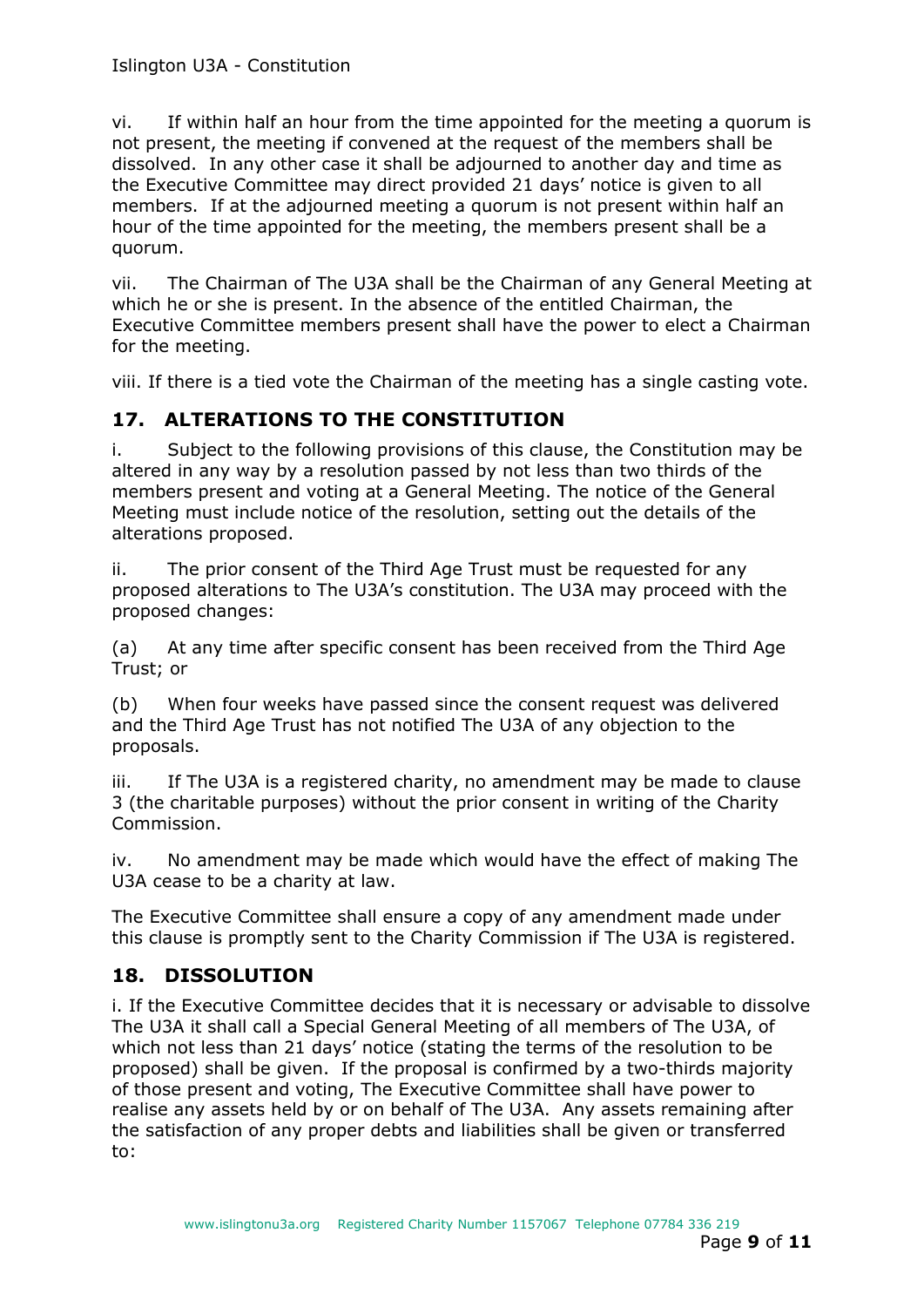vi. If within half an hour from the time appointed for the meeting a quorum is not present, the meeting if convened at the request of the members shall be dissolved. In any other case it shall be adjourned to another day and time as the Executive Committee may direct provided 21 days' notice is given to all members. If at the adjourned meeting a quorum is not present within half an hour of the time appointed for the meeting, the members present shall be a quorum.

vii. The Chairman of The U3A shall be the Chairman of any General Meeting at which he or she is present. In the absence of the entitled Chairman, the Executive Committee members present shall have the power to elect a Chairman for the meeting.

viii. If there is a tied vote the Chairman of the meeting has a single casting vote.

## 17. ALTERATIONS TO THE CONSTITUTION

i. Subject to the following provisions of this clause, the Constitution may be altered in any way by a resolution passed by not less than two thirds of the members present and voting at a General Meeting. The notice of the General Meeting must include notice of the resolution, setting out the details of the alterations proposed.

ii. The prior consent of the Third Age Trust must be requested for any proposed alterations to The U3A's constitution. The U3A may proceed with the proposed changes:

(a) At any time after specific consent has been received from the Third Age Trust; or

(b) When four weeks have passed since the consent request was delivered and the Third Age Trust has not notified The U3A of any objection to the proposals.

iii. If The U3A is a registered charity, no amendment may be made to clause 3 (the charitable purposes) without the prior consent in writing of the Charity Commission.

iv. No amendment may be made which would have the effect of making The U3A cease to be a charity at law.

The Executive Committee shall ensure a copy of any amendment made under this clause is promptly sent to the Charity Commission if The U3A is registered.

## 18. DISSOLUTION

i. If the Executive Committee decides that it is necessary or advisable to dissolve The U3A it shall call a Special General Meeting of all members of The U3A, of which not less than 21 days' notice (stating the terms of the resolution to be proposed) shall be given. If the proposal is confirmed by a two-thirds majority of those present and voting, The Executive Committee shall have power to realise any assets held by or on behalf of The U3A. Any assets remaining after the satisfaction of any proper debts and liabilities shall be given or transferred to: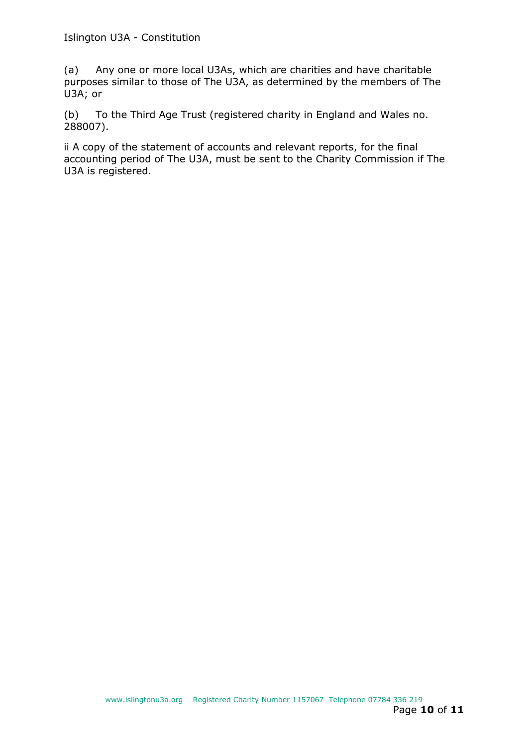(a) Any one or more local U3As, which are charities and have charitable purposes similar to those of The U3A, as determined by the members of The U3A; or

(b) To the Third Age Trust (registered charity in England and Wales no. 288007).

ii A copy of the statement of accounts and relevant reports, for the final accounting period of The U3A, must be sent to the Charity Commission if The U3A is registered.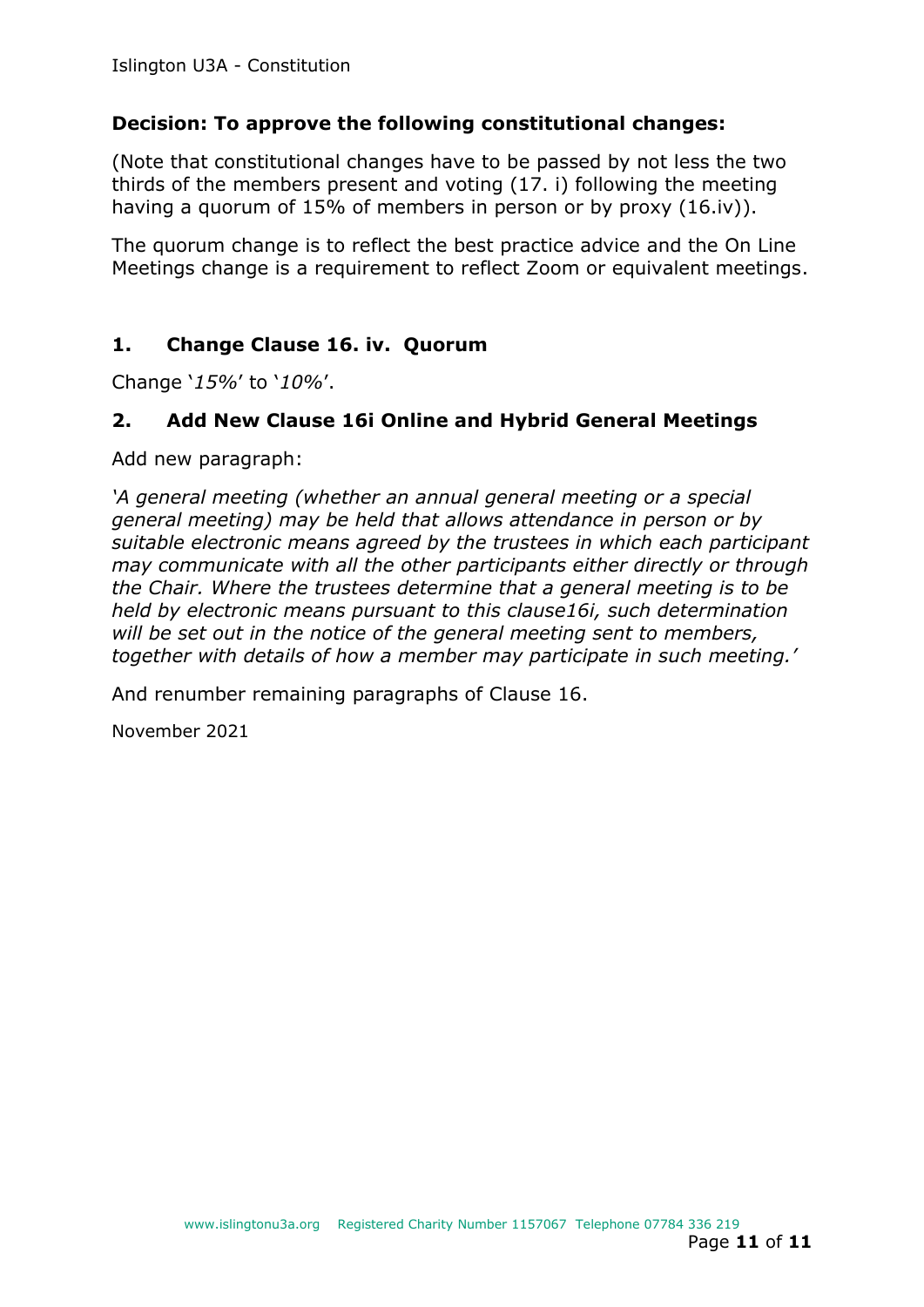**Decision: To approve the following constitutional changes:**

(Note that constitutional changes have to be passed by not less the two thirds of the members present and voting (17. i) following the meeting having a quorum of 15% of members in person or by proxy (16.iv)).

The quorum change is to reflect the best practice advice and the On Line Meetings change is a requirement to reflect Zoom or equivalent meetings.

## 1. Change Clause 16. iv. Quorum

Change '*15%*' to '*10%*'.

## 2. Add New Clause 16i Online and Hybrid General Meetings

Add new paragraph:

*'A general meeting (whether an annual general meeting or a special general meeting) may be held that allows attendance in person or by suitable electronic means agreed by the trustees in which each participant may communicate with all the other participants either directly or through the Chair. Where the trustees determine that a general meeting is to be held by electronic means pursuant to this clause16i, such determination will be set out in the notice of the general meeting sent to members, together with details of how a member may participate in such meeting.'*

And renumber remaining paragraphs of Clause 16.

November 2021